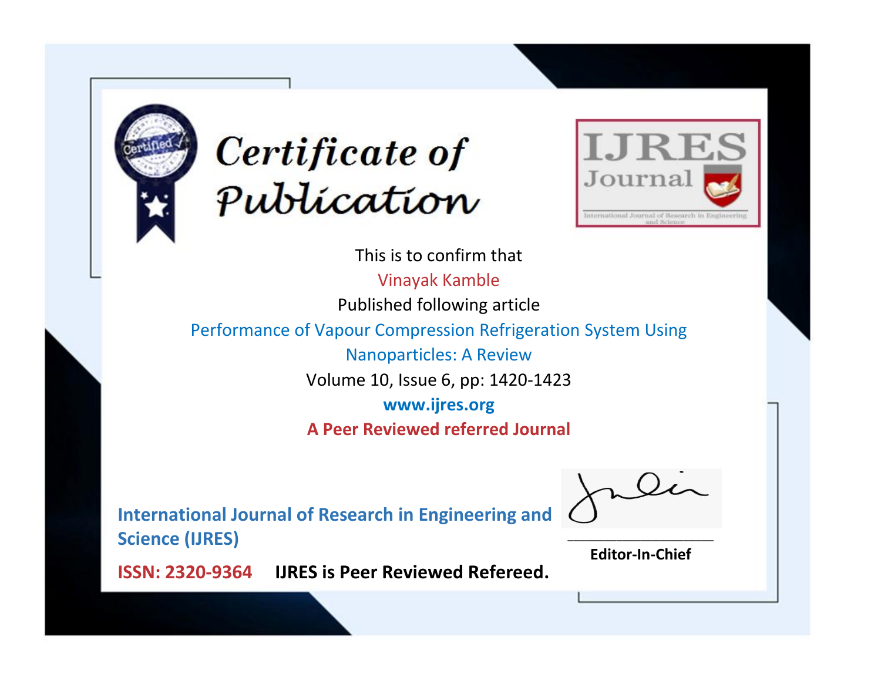# Certificate of Publication

IJRES Journal

International Journal of Research in Engineering and Science

This is to confirm that

Vinayak Kamble

Published following article

Performance of Vapour Compression Refrigeration System Using Nanoparticles: A Review

Volume 10, Issue 6, pp: 1420-1423

**www.ijres.org**

**A Peer Reviewed referred Journal**

**International Journal of Research in Engineering and Science (IJRES)**

**ISSN: 2320-9364** **IJRES is Peer Reviewed Refereed.**

**Editor-In-Chief**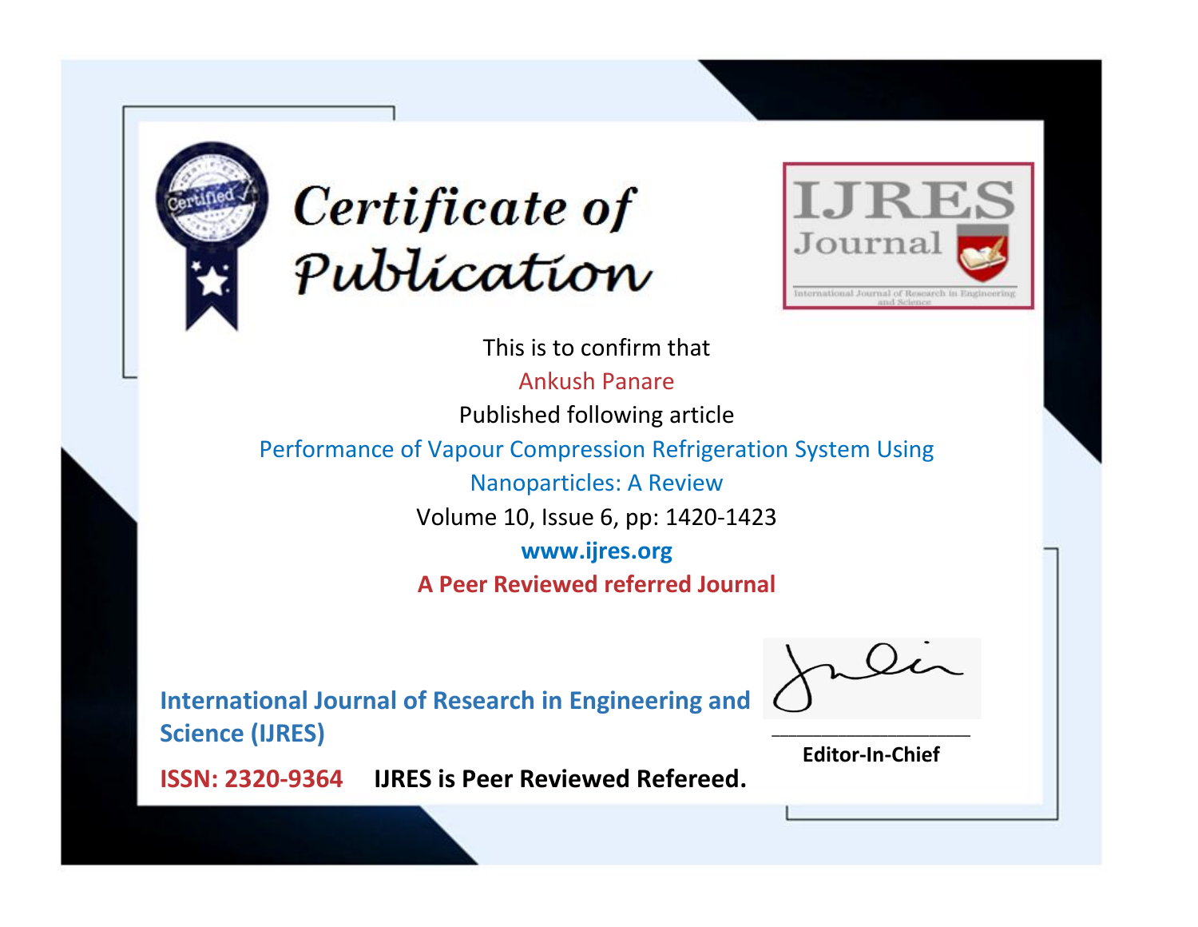# Certificate of Publication

IJRES Journal

International Journal of Research in Engineering and Science

This is to confirm that

Ankush Panare

Published following article

Performance of Vapour Compression Refrigeration System Using Nanoparticles: A Review

Volume 10, Issue 6, pp: 1420-1423

**www.ijres.org**

**A Peer Reviewed referred Journal**

**International Journal of Research in Engineering and Science (IJRES)**

**ISSN: 2320-9364** **IJRES is Peer Reviewed Refereed.**

**Editor-In-Chief**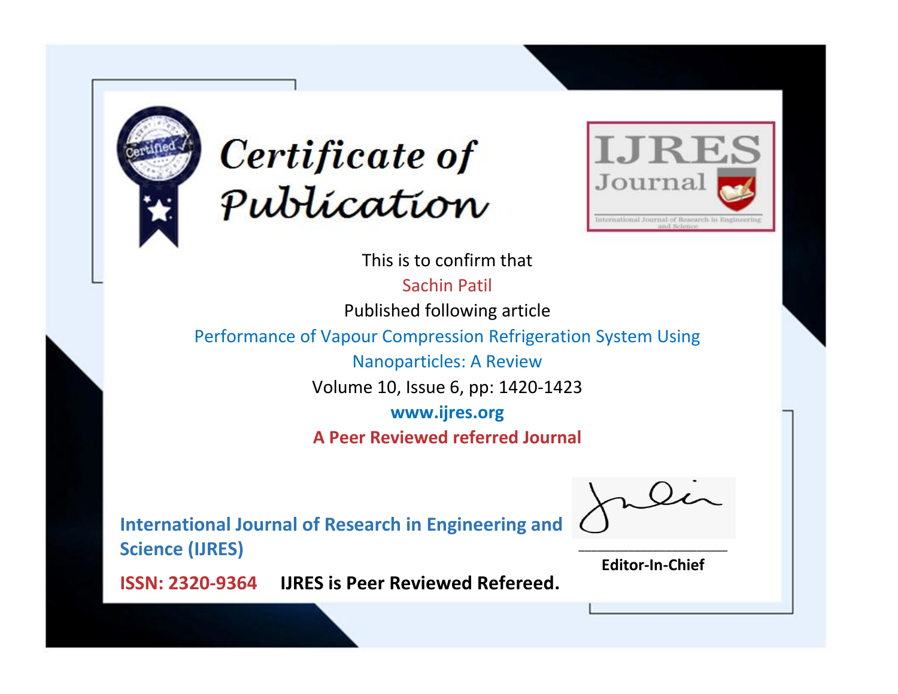# Certificate of Publication

IJRES Journal

International Journal of Research in Engineering and Science

This is to confirm that

Sachin Patil

Published following article

Performance of Vapour Compression Refrigeration System Using Nanoparticles: A Review

Volume 10, Issue 6, pp: 1420-1423

**www.ijres.org**

**A Peer Reviewed referred Journal**

**International Journal of Research in Engineering and Science (IJRES)**

**ISSN: 2320-9364** **IJRES is Peer Reviewed Refereed.**

**Editor-In-Chief**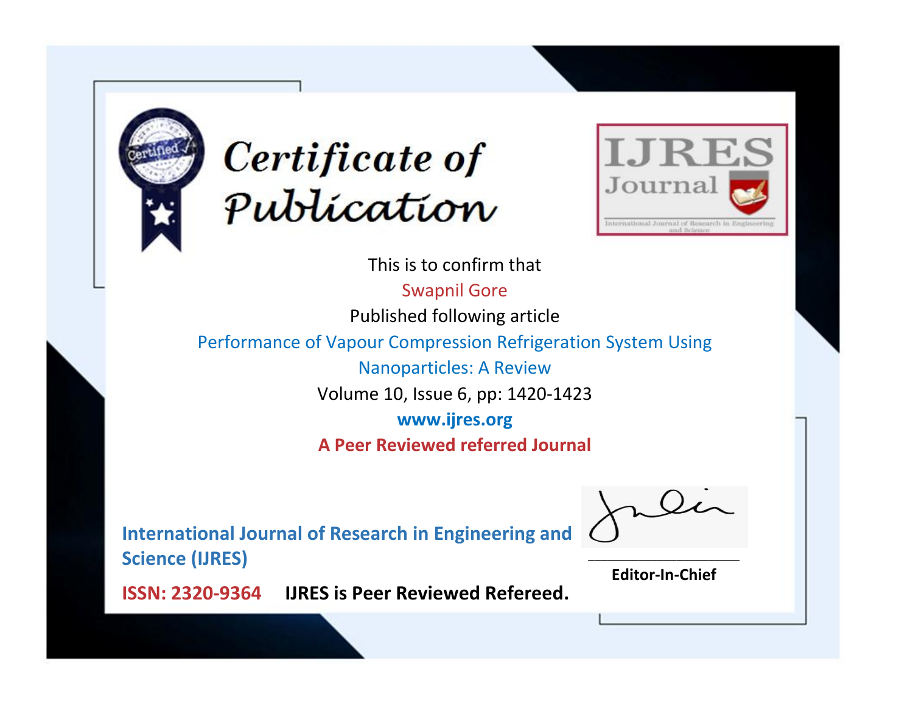# Certificate of Publication

IJRES Journal

International Journal of Research in Engineering and Science

This is to confirm that

Swapnil Gore

Published following article

Performance of Vapour Compression Refrigeration System Using Nanoparticles: A Review

Volume 10, Issue 6, pp: 1420-1423

**www.ijres.org**

**A Peer Reviewed referred Journal**

**International Journal of Research in Engineering and Science (IJRES)**

**ISSN: 2320-9364** **IJRES is Peer Reviewed Refereed.**

**Editor-In-Chief**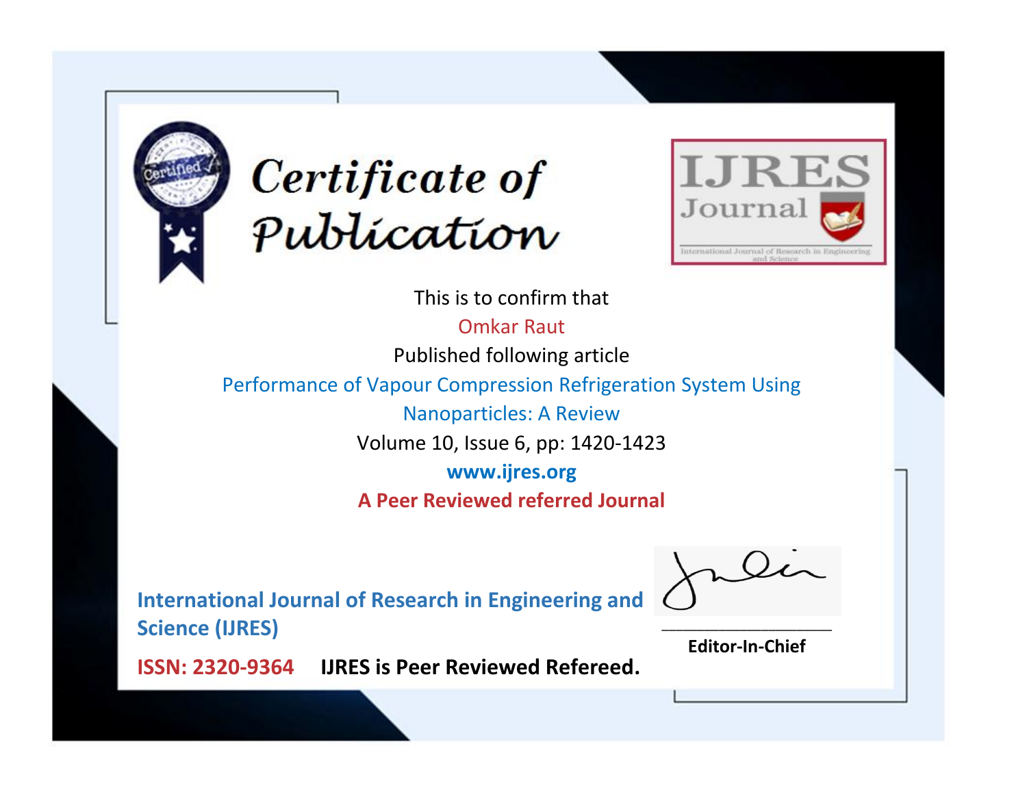# Certificate of Publication

**IJRES Journal**

International Journal of Research in Engineering and Science

This is to confirm that

Omkar Raut

Published following article

Performance of Vapour Compression Refrigeration System Using Nanoparticles: A Review

Volume 10, Issue 6, pp: 1420-1423

**www.ijres.org**

**A Peer Reviewed referred Journal**

**International Journal of Research in Engineering and Science (IJRES)**

**ISSN: 2320-9364** **IJRES is Peer Reviewed Refereed.**

**Editor-In-Chief**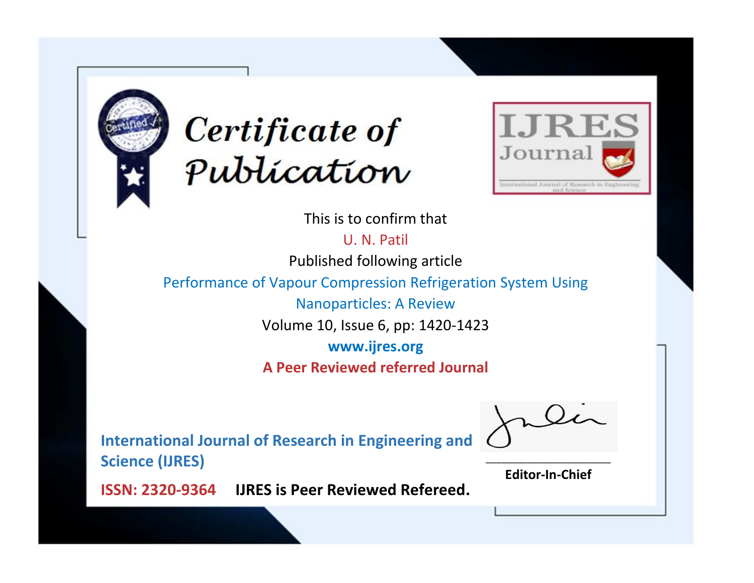# Certificate of Publication

IJRES Journal

International Journal of Research in Engineering and Science

This is to confirm that

U. N. Patil

Published following article

Performance of Vapour Compression Refrigeration System Using Nanoparticles: A Review

Volume 10, Issue 6, pp: 1420-1423

**www.ijres.org**

**A Peer Reviewed referred Journal**

**International Journal of Research in Engineering and Science (IJRES)**

**ISSN: 2320-9364** **IJRES is Peer Reviewed Refereed.**

**Editor-In-Chief**